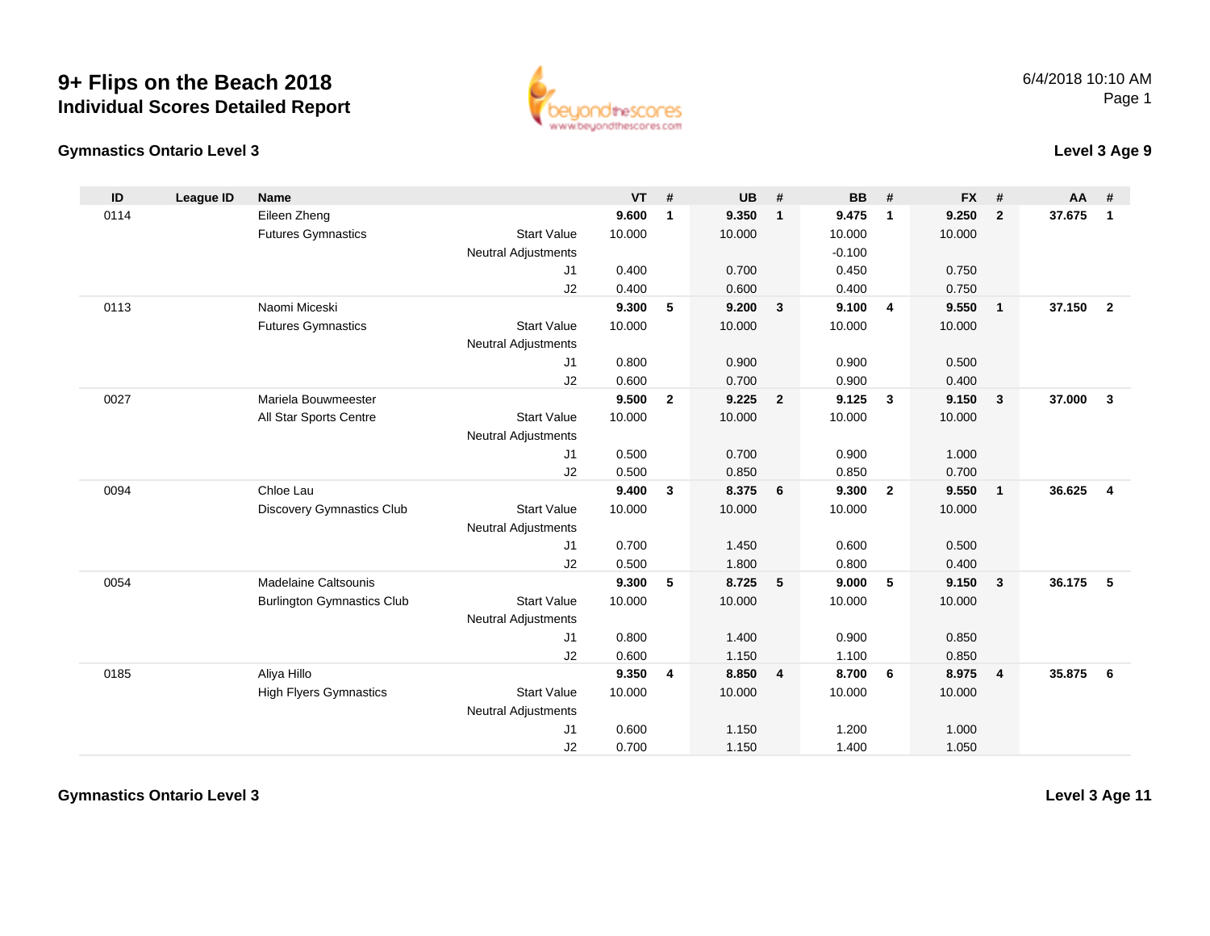# 9+ Flips on the Beach 2018

## Individual Scores Detailed Report

6/4/2018 10:10 AM

### Gymnastics Ontario Level 3

### Level 3 Age 9

| ID | League ID | Name | | VT | # | UB | # | BB | # | FX | # | AA | # |
|---|---|---|---|---|---|---|---|---|---|---|---|---|---|
| 0114 | | Eileen Zheng | | **9.600** | **1** | **9.350** | **1** | **9.475** | **1** | **9.250** | **2** | **37.675** | **1** |
| | | Futures Gymnastics | Start Value | 10.000 | | 10.000 | | 10.000 | | 10.000 | | | |
| | | | Neutral Adjustments | | | | | -0.100 | | | | | |
| | | | J1 | 0.400 | | 0.700 | | 0.450 | | 0.750 | | | |
| | | | J2 | 0.400 | | 0.600 | | 0.400 | | 0.750 | | | |
| 0113 | | Naomi Miceski | | **9.300** | **5** | **9.200** | **3** | **9.100** | **4** | **9.550** | **1** | **37.150** | **2** |
| | | Futures Gymnastics | Start Value | 10.000 | | 10.000 | | 10.000 | | 10.000 | | | |
| | | | Neutral Adjustments | | | | | | | | | | |
| | | | J1 | 0.800 | | 0.900 | | 0.900 | | 0.500 | | | |
| | | | J2 | 0.600 | | 0.700 | | 0.900 | | 0.400 | | | |
| 0027 | | Mariela Bouwmeester | | **9.500** | **2** | **9.225** | **2** | **9.125** | **3** | **9.150** | **3** | **37.000** | **3** |
| | | All Star Sports Centre | Start Value | 10.000 | | 10.000 | | 10.000 | | 10.000 | | | |
| | | | Neutral Adjustments | | | | | | | | | | |
| | | | J1 | 0.500 | | 0.700 | | 0.900 | | 1.000 | | | |
| | | | J2 | 0.500 | | 0.850 | | 0.850 | | 0.700 | | | |
| 0094 | | Chloe Lau | | **9.400** | **3** | **8.375** | **6** | **9.300** | **2** | **9.550** | **1** | **36.625** | **4** |
| | | Discovery Gymnastics Club | Start Value | 10.000 | | 10.000 | | 10.000 | | 10.000 | | | |
| | | | Neutral Adjustments | | | | | | | | | | |
| | | | J1 | 0.700 | | 1.450 | | 0.600 | | 0.500 | | | |
| | | | J2 | 0.500 | | 1.800 | | 0.800 | | 0.400 | | | |
| 0054 | | Madelaine Caltsounis | | **9.300** | **5** | **8.725** | **5** | **9.000** | **5** | **9.150** | **3** | **36.175** | **5** |
| | | Burlington Gymnastics Club | Start Value | 10.000 | | 10.000 | | 10.000 | | 10.000 | | | |
| | | | Neutral Adjustments | | | | | | | | | | |
| | | | J1 | 0.800 | | 1.400 | | 0.900 | | 0.850 | | | |
| | | | J2 | 0.600 | | 1.150 | | 1.100 | | 0.850 | | | |
| 0185 | | Aliya Hillo | | **9.350** | **4** | **8.850** | **4** | **8.700** | **6** | **8.975** | **4** | **35.875** | **6** |
| | | High Flyers Gymnastics | Start Value | 10.000 | | 10.000 | | 10.000 | | 10.000 | | | |
| | | | Neutral Adjustments | | | | | | | | | | |
| | | | J1 | 0.600 | | 1.150 | | 1.200 | | 1.000 | | | |
| | | | J2 | 0.700 | | 1.150 | | 1.400 | | 1.050 | | | |

### Gymnastics Ontario Level 3

### Level 3 Age 11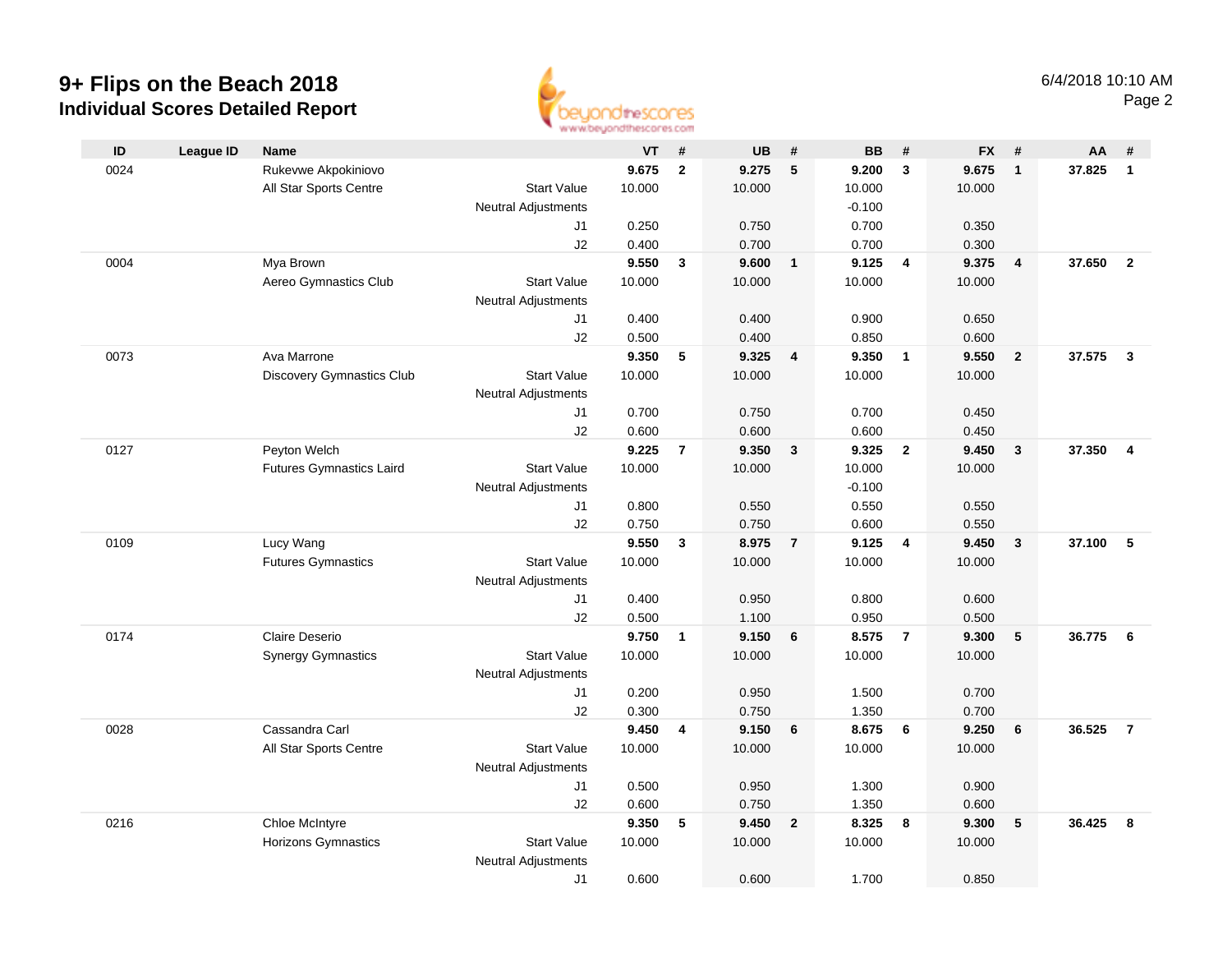# 9+ Flips on the Beach 2018

## Individual Scores Detailed Report

6/4/2018 10:10 AM

| ID | League ID | Name | | VT | # | UB | # | BB | # | FX | # | AA | # |
|---|---|---|---|---|---|---|---|---|---|---|---|---|---|
| 0024 | | Rukevwe Akpokiniovo | | **9.675** | **2** | **9.275** | **5** | **9.200** | **3** | **9.675** | **1** | **37.825** | **1** |
| | | All Star Sports Centre | Start Value | 10.000 | | 10.000 | | 10.000 | | 10.000 | | | |
| | | | Neutral Adjustments | | | | | -0.100 | | | | | |
| | | | J1 | 0.250 | | 0.750 | | 0.700 | | 0.350 | | | |
| | | | J2 | 0.400 | | 0.700 | | 0.700 | | 0.300 | | | |
| 0004 | | Mya Brown | | **9.550** | **3** | **9.600** | **1** | **9.125** | **4** | **9.375** | **4** | **37.650** | **2** |
| | | Aereo Gymnastics Club | Start Value | 10.000 | | 10.000 | | 10.000 | | 10.000 | | | |
| | | | Neutral Adjustments | | | | | | | | | | |
| | | | J1 | 0.400 | | 0.400 | | 0.900 | | 0.650 | | | |
| | | | J2 | 0.500 | | 0.400 | | 0.850 | | 0.600 | | | |
| 0073 | | Ava Marrone | | **9.350** | **5** | **9.325** | **4** | **9.350** | **1** | **9.550** | **2** | **37.575** | **3** |
| | | Discovery Gymnastics Club | Start Value | 10.000 | | 10.000 | | 10.000 | | 10.000 | | | |
| | | | Neutral Adjustments | | | | | | | | | | |
| | | | J1 | 0.700 | | 0.750 | | 0.700 | | 0.450 | | | |
| | | | J2 | 0.600 | | 0.600 | | 0.600 | | 0.450 | | | |
| 0127 | | Peyton Welch | | **9.225** | **7** | **9.350** | **3** | **9.325** | **2** | **9.450** | **3** | **37.350** | **4** |
| | | Futures Gymnastics Laird | Start Value | 10.000 | | 10.000 | | 10.000 | | 10.000 | | | |
| | | | Neutral Adjustments | | | | | -0.100 | | | | | |
| | | | J1 | 0.800 | | 0.550 | | 0.550 | | 0.550 | | | |
| | | | J2 | 0.750 | | 0.750 | | 0.600 | | 0.550 | | | |
| 0109 | | Lucy Wang | | **9.550** | **3** | **8.975** | **7** | **9.125** | **4** | **9.450** | **3** | **37.100** | **5** |
| | | Futures Gymnastics | Start Value | 10.000 | | 10.000 | | 10.000 | | 10.000 | | | |
| | | | Neutral Adjustments | | | | | | | | | | |
| | | | J1 | 0.400 | | 0.950 | | 0.800 | | 0.600 | | | |
| | | | J2 | 0.500 | | 1.100 | | 0.950 | | 0.500 | | | |
| 0174 | | Claire Deserio | | **9.750** | **1** | **9.150** | **6** | **8.575** | **7** | **9.300** | **5** | **36.775** | **6** |
| | | Synergy Gymnastics | Start Value | 10.000 | | 10.000 | | 10.000 | | 10.000 | | | |
| | | | Neutral Adjustments | | | | | | | | | | |
| | | | J1 | 0.200 | | 0.950 | | 1.500 | | 0.700 | | | |
| | | | J2 | 0.300 | | 0.750 | | 1.350 | | 0.700 | | | |
| 0028 | | Cassandra Carl | | **9.450** | **4** | **9.150** | **6** | **8.675** | **6** | **9.250** | **6** | **36.525** | **7** |
| | | All Star Sports Centre | Start Value | 10.000 | | 10.000 | | 10.000 | | 10.000 | | | |
| | | | Neutral Adjustments | | | | | | | | | | |
| | | | J1 | 0.500 | | 0.950 | | 1.300 | | 0.900 | | | |
| | | | J2 | 0.600 | | 0.750 | | 1.350 | | 0.600 | | | |
| 0216 | | Chloe McIntyre | | **9.350** | **5** | **9.450** | **2** | **8.325** | **8** | **9.300** | **5** | **36.425** | **8** |
| | | Horizons Gymnastics | Start Value | 10.000 | | 10.000 | | 10.000 | | 10.000 | | | |
| | | | Neutral Adjustments | | | | | | | | | | |
| | | | J1 | 0.600 | | 0.600 | | 1.700 | | 0.850 | | | |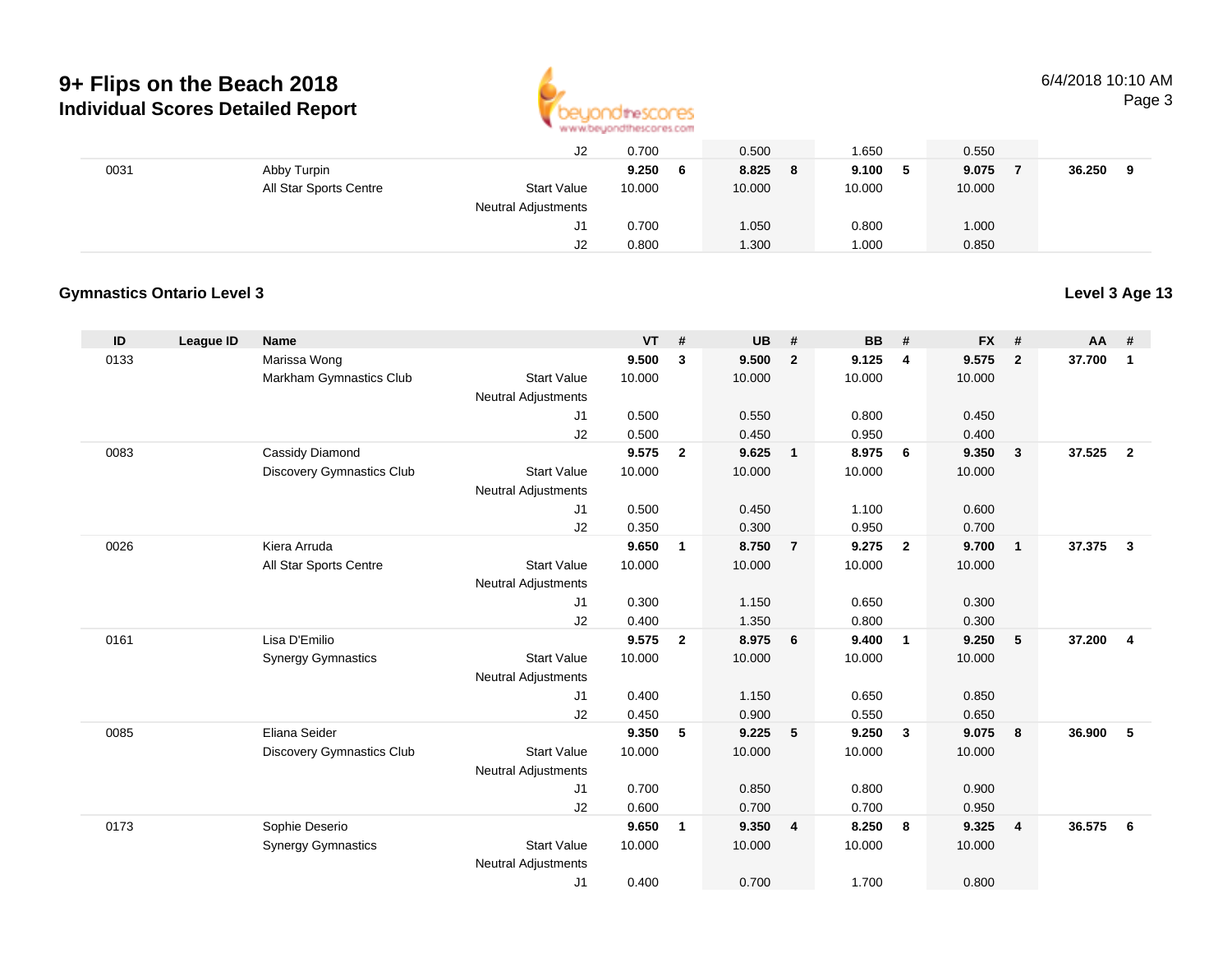# 9+ Flips on the Beach 2018

## Individual Scores Detailed Report

| ID | League ID | Name | | VT | # | UB | # | BB | # | FX | # | AA | # |
|---|---|---|---|---|---|---|---|---|---|---|---|---|---|
| | | | J2 | 0.700 | | 0.500 | | 1.650 | | 0.550 | | | |
| 0031 | | Abby Turpin | | **9.250** | **6** | **8.825** | **8** | **9.100** | **5** | **9.075** | **7** | **36.250** | **9** |
| | | All Star Sports Centre | Start Value | 10.000 | | 10.000 | | 10.000 | | 10.000 | | | |
| | | | Neutral Adjustments | | | | | | | | | | |
| | | | J1 | 0.700 | | 1.050 | | 0.800 | | 1.000 | | | |
| | | | J2 | 0.800 | | 1.300 | | 1.000 | | 0.850 | | | |

### Gymnastics Ontario Level 3

**Level 3 Age 13**

| ID | League ID | Name | | VT | # | UB | # | BB | # | FX | # | AA | # |
|---|---|---|---|---|---|---|---|---|---|---|---|---|---|
| 0133 | | Marissa Wong | | **9.500** | **3** | **9.500** | **2** | **9.125** | **4** | **9.575** | **2** | **37.700** | **1** |
| | | Markham Gymnastics Club | Start Value | 10.000 | | 10.000 | | 10.000 | | 10.000 | | | |
| | | | Neutral Adjustments | | | | | | | | | | |
| | | | J1 | 0.500 | | 0.550 | | 0.800 | | 0.450 | | | |
| | | | J2 | 0.500 | | 0.450 | | 0.950 | | 0.400 | | | |
| 0083 | | Cassidy Diamond | | **9.575** | **2** | **9.625** | **1** | **8.975** | **6** | **9.350** | **3** | **37.525** | **2** |
| | | Discovery Gymnastics Club | Start Value | 10.000 | | 10.000 | | 10.000 | | 10.000 | | | |
| | | | Neutral Adjustments | | | | | | | | | | |
| | | | J1 | 0.500 | | 0.450 | | 1.100 | | 0.600 | | | |
| | | | J2 | 0.350 | | 0.300 | | 0.950 | | 0.700 | | | |
| 0026 | | Kiera Arruda | | **9.650** | **1** | **8.750** | **7** | **9.275** | **2** | **9.700** | **1** | **37.375** | **3** |
| | | All Star Sports Centre | Start Value | 10.000 | | 10.000 | | 10.000 | | 10.000 | | | |
| | | | Neutral Adjustments | | | | | | | | | | |
| | | | J1 | 0.300 | | 1.150 | | 0.650 | | 0.300 | | | |
| | | | J2 | 0.400 | | 1.350 | | 0.800 | | 0.300 | | | |
| 0161 | | Lisa D'Emilio | | **9.575** | **2** | **8.975** | **6** | **9.400** | **1** | **9.250** | **5** | **37.200** | **4** |
| | | Synergy Gymnastics | Start Value | 10.000 | | 10.000 | | 10.000 | | 10.000 | | | |
| | | | Neutral Adjustments | | | | | | | | | | |
| | | | J1 | 0.400 | | 1.150 | | 0.650 | | 0.850 | | | |
| | | | J2 | 0.450 | | 0.900 | | 0.550 | | 0.650 | | | |
| 0085 | | Eliana Seider | | **9.350** | **5** | **9.225** | **5** | **9.250** | **3** | **9.075** | **8** | **36.900** | **5** |
| | | Discovery Gymnastics Club | Start Value | 10.000 | | 10.000 | | 10.000 | | 10.000 | | | |
| | | | Neutral Adjustments | | | | | | | | | | |
| | | | J1 | 0.700 | | 0.850 | | 0.800 | | 0.900 | | | |
| | | | J2 | 0.600 | | 0.700 | | 0.700 | | 0.950 | | | |
| 0173 | | Sophie Deserio | | **9.650** | **1** | **9.350** | **4** | **8.250** | **8** | **9.325** | **4** | **36.575** | **6** |
| | | Synergy Gymnastics | Start Value | 10.000 | | 10.000 | | 10.000 | | 10.000 | | | |
| | | | Neutral Adjustments | | | | | | | | | | |
| | | | J1 | 0.400 | | 0.700 | | 1.700 | | 0.800 | | | |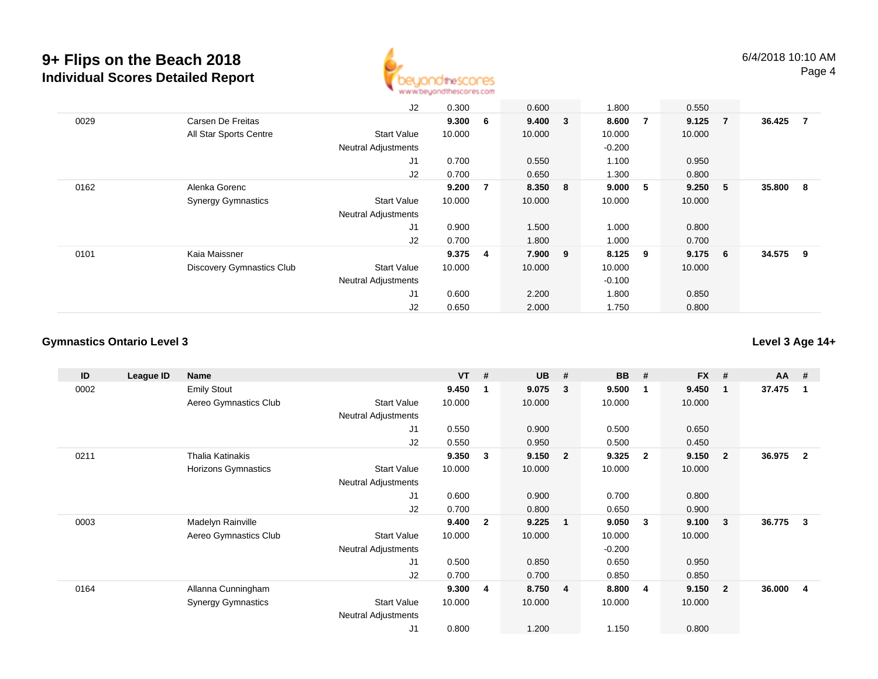# 9+ Flips on the Beach 2018

## Individual Scores Detailed Report

6/4/2018 10:10 AM

| ID | League ID | Name | | VT | # | UB | # | BB | # | FX | # | AA | # |
|---|---|---|---|---|---|---|---|---|---|---|---|---|---|
| | | | J2 | 0.300 | | 0.600 | | 1.800 | | 0.550 | | | |
| 0029 | | Carsen De Freitas | | **9.300** | **6** | **9.400** | **3** | **8.600** | **7** | **9.125** | **7** | **36.425** | **7** |
| | | All Star Sports Centre | Start Value | 10.000 | | 10.000 | | 10.000 | | 10.000 | | | |
| | | | Neutral Adjustments | | | | | -0.200 | | | | | |
| | | | J1 | 0.700 | | 0.550 | | 1.100 | | 0.950 | | | |
| | | | J2 | 0.700 | | 0.650 | | 1.300 | | 0.800 | | | |
| 0162 | | Alenka Gorenc | | **9.200** | **7** | **8.350** | **8** | **9.000** | **5** | **9.250** | **5** | **35.800** | **8** |
| | | Synergy Gymnastics | Start Value | 10.000 | | 10.000 | | 10.000 | | 10.000 | | | |
| | | | Neutral Adjustments | | | | | | | | | | |
| | | | J1 | 0.900 | | 1.500 | | 1.000 | | 0.800 | | | |
| | | | J2 | 0.700 | | 1.800 | | 1.000 | | 0.700 | | | |
| 0101 | | Kaia Maissner | | **9.375** | **4** | **7.900** | **9** | **8.125** | **9** | **9.175** | **6** | **34.575** | **9** |
| | | Discovery Gymnastics Club | Start Value | 10.000 | | 10.000 | | 10.000 | | 10.000 | | | |
| | | | Neutral Adjustments | | | | | -0.100 | | | | | |
| | | | J1 | 0.600 | | 2.200 | | 1.800 | | 0.850 | | | |
| | | | J2 | 0.650 | | 2.000 | | 1.750 | | 0.800 | | | |

### Gymnastics Ontario Level 3

**Level 3 Age 14+**

| ID | League ID | Name | | VT | # | UB | # | BB | # | FX | # | AA | # |
|---|---|---|---|---|---|---|---|---|---|---|---|---|---|
| 0002 | | Emily Stout | | **9.450** | **1** | **9.075** | **3** | **9.500** | **1** | **9.450** | **1** | **37.475** | **1** |
| | | Aereo Gymnastics Club | Start Value | 10.000 | | 10.000 | | 10.000 | | 10.000 | | | |
| | | | Neutral Adjustments | | | | | | | | | | |
| | | | J1 | 0.550 | | 0.900 | | 0.500 | | 0.650 | | | |
| | | | J2 | 0.550 | | 0.950 | | 0.500 | | 0.450 | | | |
| 0211 | | Thalia Katinakis | | **9.350** | **3** | **9.150** | **2** | **9.325** | **2** | **9.150** | **2** | **36.975** | **2** |
| | | Horizons Gymnastics | Start Value | 10.000 | | 10.000 | | 10.000 | | 10.000 | | | |
| | | | Neutral Adjustments | | | | | | | | | | |
| | | | J1 | 0.600 | | 0.900 | | 0.700 | | 0.800 | | | |
| | | | J2 | 0.700 | | 0.800 | | 0.650 | | 0.900 | | | |
| 0003 | | Madelyn Rainville | | **9.400** | **2** | **9.225** | **1** | **9.050** | **3** | **9.100** | **3** | **36.775** | **3** |
| | | Aereo Gymnastics Club | Start Value | 10.000 | | 10.000 | | 10.000 | | 10.000 | | | |
| | | | Neutral Adjustments | | | | | -0.200 | | | | | |
| | | | J1 | 0.500 | | 0.850 | | 0.650 | | 0.950 | | | |
| | | | J2 | 0.700 | | 0.700 | | 0.850 | | 0.850 | | | |
| 0164 | | Allanna Cunningham | | **9.300** | **4** | **8.750** | **4** | **8.800** | **4** | **9.150** | **2** | **36.000** | **4** |
| | | Synergy Gymnastics | Start Value | 10.000 | | 10.000 | | 10.000 | | 10.000 | | | |
| | | | Neutral Adjustments | | | | | | | | | | |
| | | | J1 | 0.800 | | 1.200 | | 1.150 | | 0.800 | | | |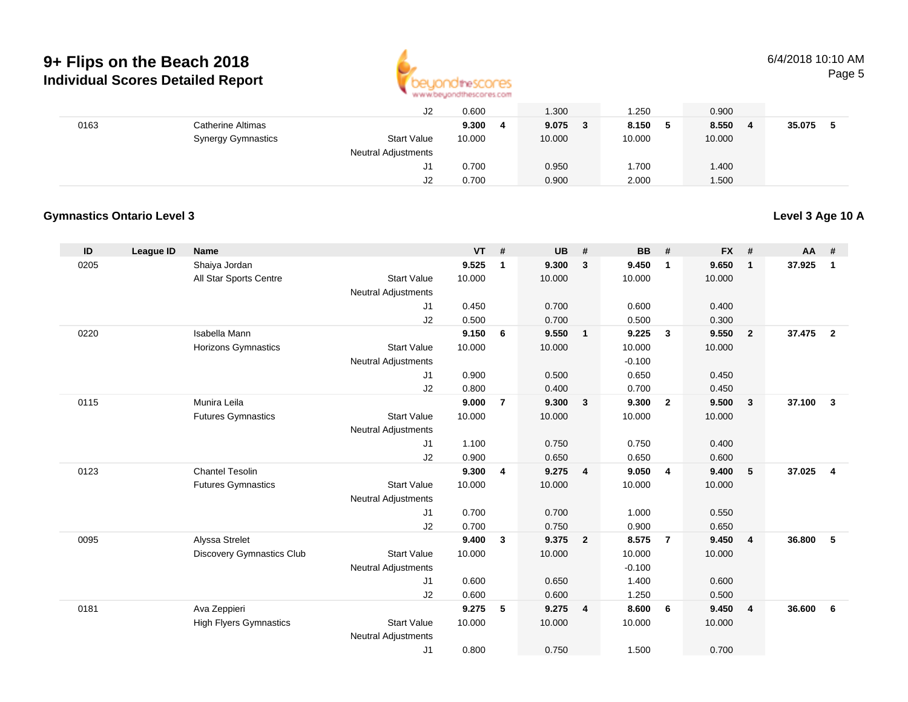# 9+ Flips on the Beach 2018

## Individual Scores Detailed Report

| ID | League ID | Name | | VT | # | UB | # | BB | # | FX | # | AA | # |
|---|---|---|---|---|---|---|---|---|---|---|---|---|---|
| | | | J2 | 0.600 | | 1.300 | | 1.250 | | 0.900 | | | |
| 0163 | | Catherine Altimas | | **9.300** | **4** | **9.075** | **3** | **8.150** | **5** | **8.550** | **4** | **35.075** | **5** |
| | | Synergy Gymnastics | Start Value | 10.000 | | 10.000 | | 10.000 | | 10.000 | | | |
| | | | Neutral Adjustments | | | | | | | | | | |
| | | | J1 | 0.700 | | 0.950 | | 1.700 | | 1.400 | | | |
| | | | J2 | 0.700 | | 0.900 | | 2.000 | | 1.500 | | | |

### Gymnastics Ontario Level 3

**Level 3 Age 10 A**

| ID | League ID | Name | | VT | # | UB | # | BB | # | FX | # | AA | # |
|---|---|---|---|---|---|---|---|---|---|---|---|---|---|
| 0205 | | Shaiya Jordan | | **9.525** | **1** | **9.300** | **3** | **9.450** | **1** | **9.650** | **1** | **37.925** | **1** |
| | | All Star Sports Centre | Start Value | 10.000 | | 10.000 | | 10.000 | | 10.000 | | | |
| | | | Neutral Adjustments | | | | | | | | | | |
| | | | J1 | 0.450 | | 0.700 | | 0.600 | | 0.400 | | | |
| | | | J2 | 0.500 | | 0.700 | | 0.500 | | 0.300 | | | |
| 0220 | | Isabella Mann | | **9.150** | **6** | **9.550** | **1** | **9.225** | **3** | **9.550** | **2** | **37.475** | **2** |
| | | Horizons Gymnastics | Start Value | 10.000 | | 10.000 | | 10.000 | | 10.000 | | | |
| | | | Neutral Adjustments | | | | | -0.100 | | | | | |
| | | | J1 | 0.900 | | 0.500 | | 0.650 | | 0.450 | | | |
| | | | J2 | 0.800 | | 0.400 | | 0.700 | | 0.450 | | | |
| 0115 | | Munira Leila | | **9.000** | **7** | **9.300** | **3** | **9.300** | **2** | **9.500** | **3** | **37.100** | **3** |
| | | Futures Gymnastics | Start Value | 10.000 | | 10.000 | | 10.000 | | 10.000 | | | |
| | | | Neutral Adjustments | | | | | | | | | | |
| | | | J1 | 1.100 | | 0.750 | | 0.750 | | 0.400 | | | |
| | | | J2 | 0.900 | | 0.650 | | 0.650 | | 0.600 | | | |
| 0123 | | Chantel Tesolin | | **9.300** | **4** | **9.275** | **4** | **9.050** | **4** | **9.400** | **5** | **37.025** | **4** |
| | | Futures Gymnastics | Start Value | 10.000 | | 10.000 | | 10.000 | | 10.000 | | | |
| | | | Neutral Adjustments | | | | | | | | | | |
| | | | J1 | 0.700 | | 0.700 | | 1.000 | | 0.550 | | | |
| | | | J2 | 0.700 | | 0.750 | | 0.900 | | 0.650 | | | |
| 0095 | | Alyssa Strelet | | **9.400** | **3** | **9.375** | **2** | **8.575** | **7** | **9.450** | **4** | **36.800** | **5** |
| | | Discovery Gymnastics Club | Start Value | 10.000 | | 10.000 | | 10.000 | | 10.000 | | | |
| | | | Neutral Adjustments | | | | | -0.100 | | | | | |
| | | | J1 | 0.600 | | 0.650 | | 1.400 | | 0.600 | | | |
| | | | J2 | 0.600 | | 0.600 | | 1.250 | | 0.500 | | | |
| 0181 | | Ava Zeppieri | | **9.275** | **5** | **9.275** | **4** | **8.600** | **6** | **9.450** | **4** | **36.600** | **6** |
| | | High Flyers Gymnastics | Start Value | 10.000 | | 10.000 | | 10.000 | | 10.000 | | | |
| | | | Neutral Adjustments | | | | | | | | | | |
| | | | J1 | 0.800 | | 0.750 | | 1.500 | | 0.700 | | | |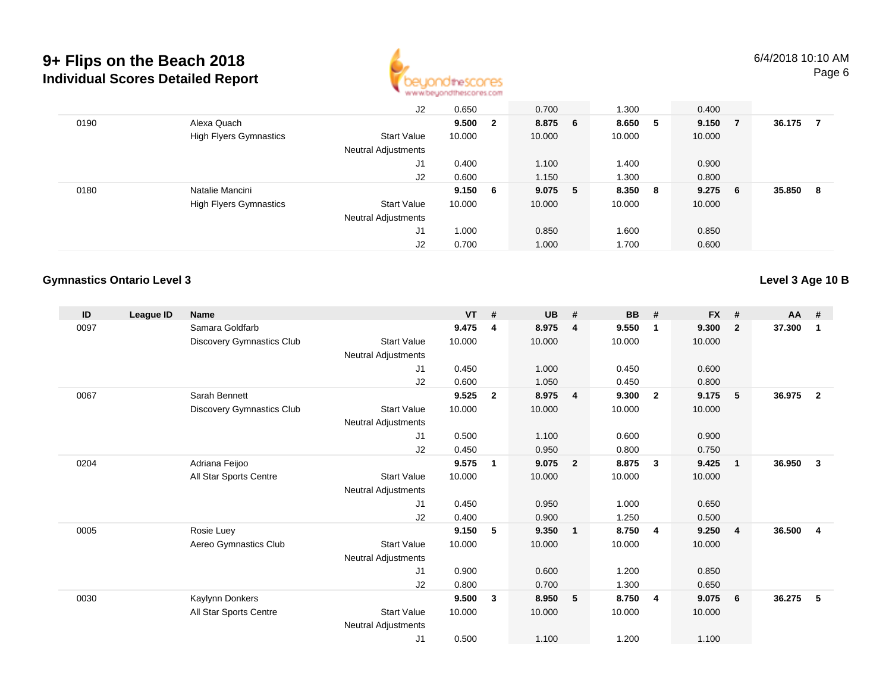# 9+ Flips on the Beach 2018

## Individual Scores Detailed Report

| ID | League ID | Name | | VT | # | UB | # | BB | # | FX | # | AA | # |
|---|---|---|---|---|---|---|---|---|---|---|---|---|---|
| | | | J2 | 0.650 | | 0.700 | | 1.300 | | 0.400 | | | |
| 0190 | | Alexa Quach | | **9.500** | **2** | **8.875** | **6** | **8.650** | **5** | **9.150** | **7** | **36.175** | **7** |
| | | High Flyers Gymnastics | Start Value | 10.000 | | 10.000 | | 10.000 | | 10.000 | | | |
| | | | Neutral Adjustments | | | | | | | | | | |
| | | | J1 | 0.400 | | 1.100 | | 1.400 | | 0.900 | | | |
| | | | J2 | 0.600 | | 1.150 | | 1.300 | | 0.800 | | | |
| 0180 | | Natalie Mancini | | **9.150** | **6** | **9.075** | **5** | **8.350** | **8** | **9.275** | **6** | **35.850** | **8** |
| | | High Flyers Gymnastics | Start Value | 10.000 | | 10.000 | | 10.000 | | 10.000 | | | |
| | | | Neutral Adjustments | | | | | | | | | | |
| | | | J1 | 1.000 | | 0.850 | | 1.600 | | 0.850 | | | |
| | | | J2 | 0.700 | | 1.000 | | 1.700 | | 0.600 | | | |

### Gymnastics Ontario Level 3

### Level 3 Age 10 B

| ID | League ID | Name | | VT | # | UB | # | BB | # | FX | # | AA | # |
|---|---|---|---|---|---|---|---|---|---|---|---|---|---|
| 0097 | | Samara Goldfarb | | **9.475** | **4** | **8.975** | **4** | **9.550** | **1** | **9.300** | **2** | **37.300** | **1** |
| | | Discovery Gymnastics Club | Start Value | 10.000 | | 10.000 | | 10.000 | | 10.000 | | | |
| | | | Neutral Adjustments | | | | | | | | | | |
| | | | J1 | 0.450 | | 1.000 | | 0.450 | | 0.600 | | | |
| | | | J2 | 0.600 | | 1.050 | | 0.450 | | 0.800 | | | |
| 0067 | | Sarah Bennett | | **9.525** | **2** | **8.975** | **4** | **9.300** | **2** | **9.175** | **5** | **36.975** | **2** |
| | | Discovery Gymnastics Club | Start Value | 10.000 | | 10.000 | | 10.000 | | 10.000 | | | |
| | | | Neutral Adjustments | | | | | | | | | | |
| | | | J1 | 0.500 | | 1.100 | | 0.600 | | 0.900 | | | |
| | | | J2 | 0.450 | | 0.950 | | 0.800 | | 0.750 | | | |
| 0204 | | Adriana Feijoo | | **9.575** | **1** | **9.075** | **2** | **8.875** | **3** | **9.425** | **1** | **36.950** | **3** |
| | | All Star Sports Centre | Start Value | 10.000 | | 10.000 | | 10.000 | | 10.000 | | | |
| | | | Neutral Adjustments | | | | | | | | | | |
| | | | J1 | 0.450 | | 0.950 | | 1.000 | | 0.650 | | | |
| | | | J2 | 0.400 | | 0.900 | | 1.250 | | 0.500 | | | |
| 0005 | | Rosie Luey | | **9.150** | **5** | **9.350** | **1** | **8.750** | **4** | **9.250** | **4** | **36.500** | **4** |
| | | Aereo Gymnastics Club | Start Value | 10.000 | | 10.000 | | 10.000 | | 10.000 | | | |
| | | | Neutral Adjustments | | | | | | | | | | |
| | | | J1 | 0.900 | | 0.600 | | 1.200 | | 0.850 | | | |
| | | | J2 | 0.800 | | 0.700 | | 1.300 | | 0.650 | | | |
| 0030 | | Kaylynn Donkers | | **9.500** | **3** | **8.950** | **5** | **8.750** | **4** | **9.075** | **6** | **36.275** | **5** |
| | | All Star Sports Centre | Start Value | 10.000 | | 10.000 | | 10.000 | | 10.000 | | | |
| | | | Neutral Adjustments | | | | | | | | | | |
| | | | J1 | 0.500 | | 1.100 | | 1.200 | | 1.100 | | | |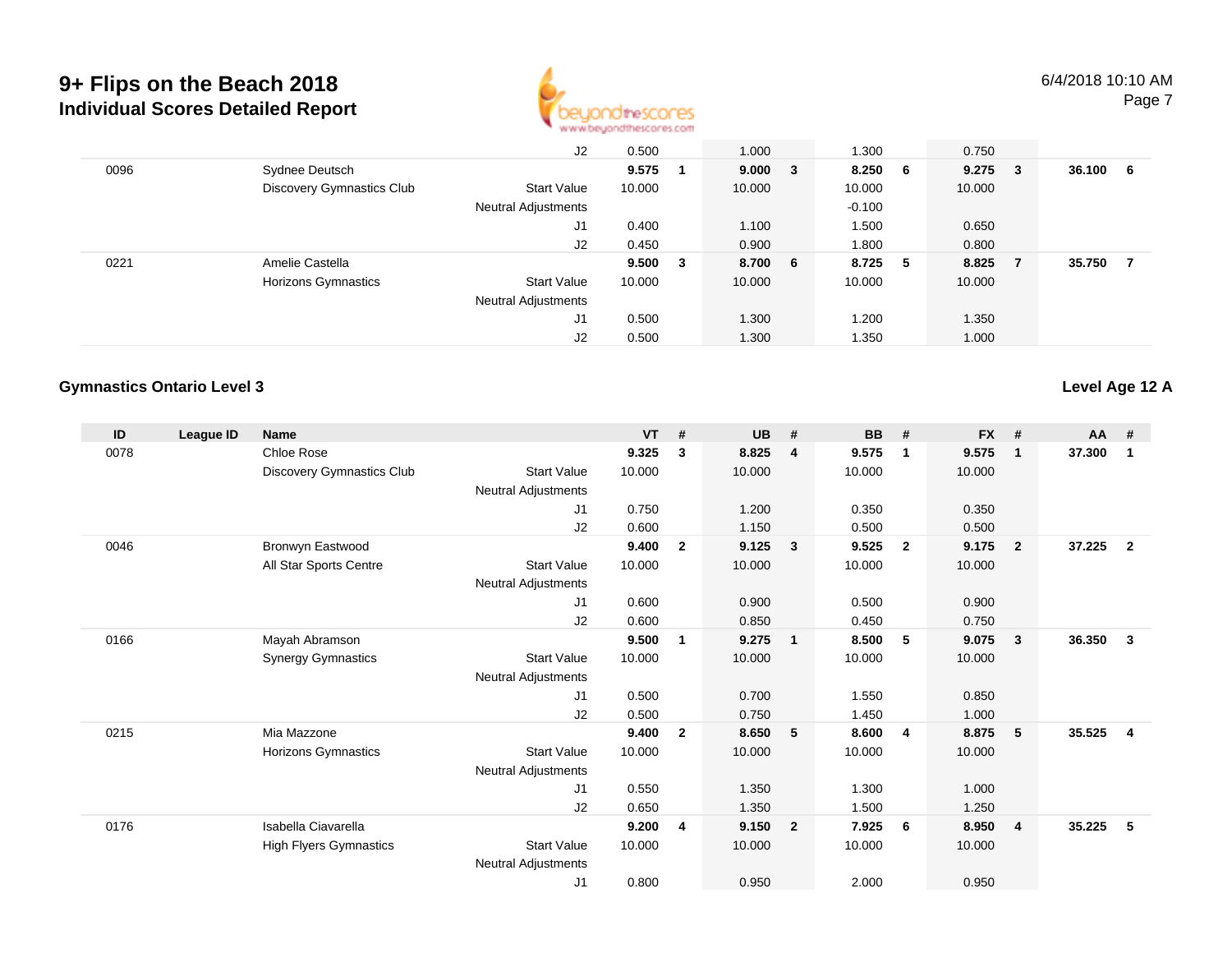# 9+ Flips on the Beach 2018

## Individual Scores Detailed Report

| ID | League ID | Name | | VT | # | UB | # | BB | # | FX | # | AA | # |
|---|---|---|---|---|---|---|---|---|---|---|---|---|---|
| | | | J2 | 0.500 | | 1.000 | | 1.300 | | 0.750 | | | |
| 0096 | | Sydnee Deutsch | | **9.575** | **1** | **9.000** | **3** | **8.250** | **6** | **9.275** | **3** | **36.100** | **6** |
| | | Discovery Gymnastics Club | Start Value | 10.000 | | 10.000 | | 10.000 | | 10.000 | | | |
| | | | Neutral Adjustments | | | | | -0.100 | | | | | |
| | | | J1 | 0.400 | | 1.100 | | 1.500 | | 0.650 | | | |
| | | | J2 | 0.450 | | 0.900 | | 1.800 | | 0.800 | | | |
| 0221 | | Amelie Castella | | **9.500** | **3** | **8.700** | **6** | **8.725** | **5** | **8.825** | **7** | **35.750** | **7** |
| | | Horizons Gymnastics | Start Value | 10.000 | | 10.000 | | 10.000 | | 10.000 | | | |
| | | | Neutral Adjustments | | | | | | | | | | |
| | | | J1 | 0.500 | | 1.300 | | 1.200 | | 1.350 | | | |
| | | | J2 | 0.500 | | 1.300 | | 1.350 | | 1.000 | | | |

### Gymnastics Ontario Level 3

**Level Age 12 A**

| ID | League ID | Name | | VT | # | UB | # | BB | # | FX | # | AA | # |
|---|---|---|---|---|---|---|---|---|---|---|---|---|---|
| 0078 | | Chloe Rose | | **9.325** | **3** | **8.825** | **4** | **9.575** | **1** | **9.575** | **1** | **37.300** | **1** |
| | | Discovery Gymnastics Club | Start Value | 10.000 | | 10.000 | | 10.000 | | 10.000 | | | |
| | | | Neutral Adjustments | | | | | | | | | | |
| | | | J1 | 0.750 | | 1.200 | | 0.350 | | 0.350 | | | |
| | | | J2 | 0.600 | | 1.150 | | 0.500 | | 0.500 | | | |
| 0046 | | Bronwyn Eastwood | | **9.400** | **2** | **9.125** | **3** | **9.525** | **2** | **9.175** | **2** | **37.225** | **2** |
| | | All Star Sports Centre | Start Value | 10.000 | | 10.000 | | 10.000 | | 10.000 | | | |
| | | | Neutral Adjustments | | | | | | | | | | |
| | | | J1 | 0.600 | | 0.900 | | 0.500 | | 0.900 | | | |
| | | | J2 | 0.600 | | 0.850 | | 0.450 | | 0.750 | | | |
| 0166 | | Mayah Abramson | | **9.500** | **1** | **9.275** | **1** | **8.500** | **5** | **9.075** | **3** | **36.350** | **3** |
| | | Synergy Gymnastics | Start Value | 10.000 | | 10.000 | | 10.000 | | 10.000 | | | |
| | | | Neutral Adjustments | | | | | | | | | | |
| | | | J1 | 0.500 | | 0.700 | | 1.550 | | 0.850 | | | |
| | | | J2 | 0.500 | | 0.750 | | 1.450 | | 1.000 | | | |
| 0215 | | Mia Mazzone | | **9.400** | **2** | **8.650** | **5** | **8.600** | **4** | **8.875** | **5** | **35.525** | **4** |
| | | Horizons Gymnastics | Start Value | 10.000 | | 10.000 | | 10.000 | | 10.000 | | | |
| | | | Neutral Adjustments | | | | | | | | | | |
| | | | J1 | 0.550 | | 1.350 | | 1.300 | | 1.000 | | | |
| | | | J2 | 0.650 | | 1.350 | | 1.500 | | 1.250 | | | |
| 0176 | | Isabella Ciavarella | | **9.200** | **4** | **9.150** | **2** | **7.925** | **6** | **8.950** | **4** | **35.225** | **5** |
| | | High Flyers Gymnastics | Start Value | 10.000 | | 10.000 | | 10.000 | | 10.000 | | | |
| | | | Neutral Adjustments | | | | | | | | | | |
| | | | J1 | 0.800 | | 0.950 | | 2.000 | | 0.950 | | | |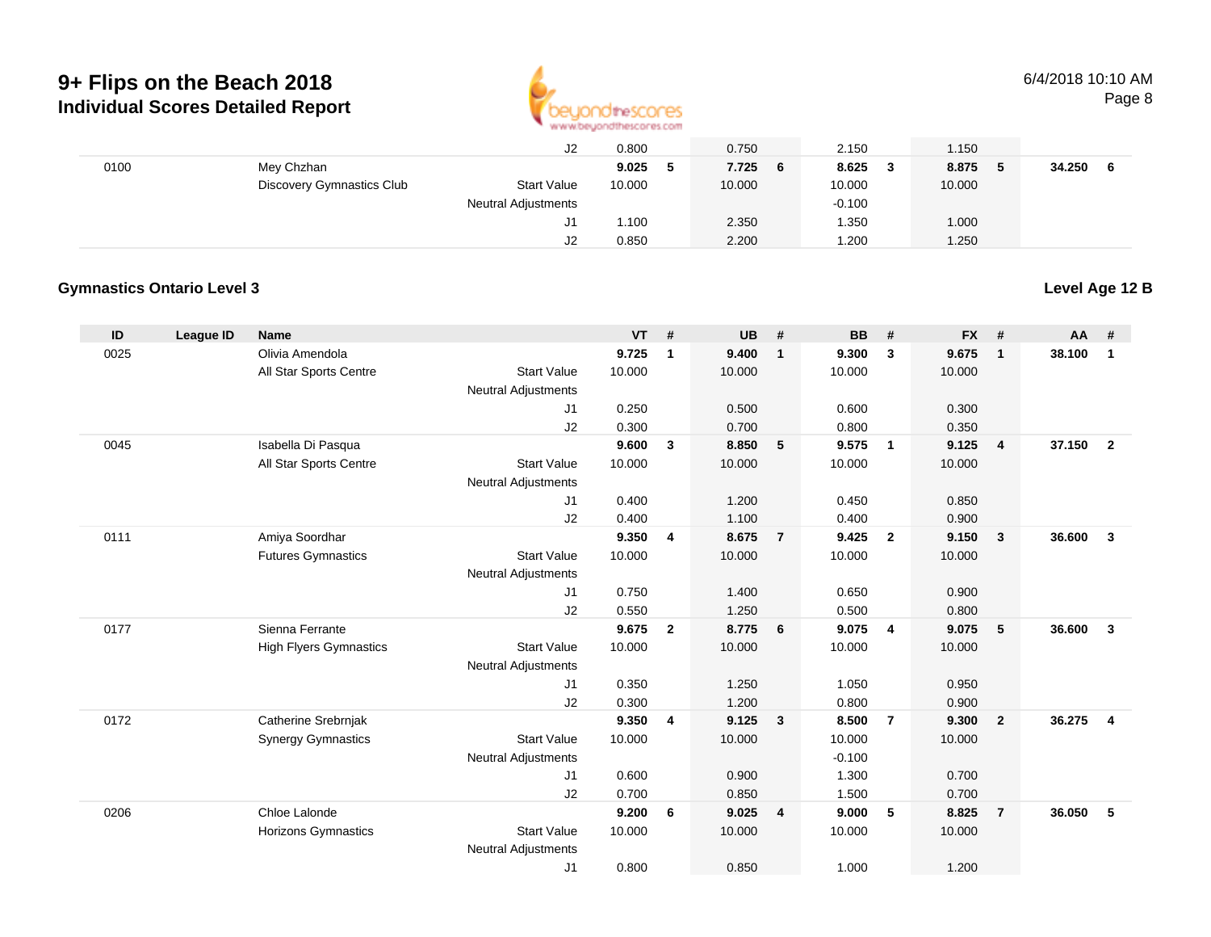# 9+ Flips on the Beach 2018

## Individual Scores Detailed Report

| ID | League ID | Name | | VT | # | UB | # | BB | # | FX | # | AA | # |
|---|---|---|---|---|---|---|---|---|---|---|---|---|---|
| | | | J2 | 0.800 | | 0.750 | | 2.150 | | 1.150 | | | |
| 0100 | | Mey Chzhan | | **9.025** | **5** | **7.725** | **6** | **8.625** | **3** | **8.875** | **5** | **34.250** | **6** |
| | | Discovery Gymnastics Club | Start Value | 10.000 | | 10.000 | | 10.000 | | 10.000 | | | |
| | | | Neutral Adjustments | | | | | -0.100 | | | | | |
| | | | J1 | 1.100 | | 2.350 | | 1.350 | | 1.000 | | | |
| | | | J2 | 0.850 | | 2.200 | | 1.200 | | 1.250 | | | |

### Gymnastics Ontario Level 3

**Level Age 12 B**

| ID | League ID | Name | | VT | # | UB | # | BB | # | FX | # | AA | # |
|---|---|---|---|---|---|---|---|---|---|---|---|---|---|
| 0025 | | Olivia Amendola | | **9.725** | **1** | **9.400** | **1** | **9.300** | **3** | **9.675** | **1** | **38.100** | **1** |
| | | All Star Sports Centre | Start Value | 10.000 | | 10.000 | | 10.000 | | 10.000 | | | |
| | | | Neutral Adjustments | | | | | | | | | | |
| | | | J1 | 0.250 | | 0.500 | | 0.600 | | 0.300 | | | |
| | | | J2 | 0.300 | | 0.700 | | 0.800 | | 0.350 | | | |
| 0045 | | Isabella Di Pasqua | | **9.600** | **3** | **8.850** | **5** | **9.575** | **1** | **9.125** | **4** | **37.150** | **2** |
| | | All Star Sports Centre | Start Value | 10.000 | | 10.000 | | 10.000 | | 10.000 | | | |
| | | | Neutral Adjustments | | | | | | | | | | |
| | | | J1 | 0.400 | | 1.200 | | 0.450 | | 0.850 | | | |
| | | | J2 | 0.400 | | 1.100 | | 0.400 | | 0.900 | | | |
| 0111 | | Amiya Soordhar | | **9.350** | **4** | **8.675** | **7** | **9.425** | **2** | **9.150** | **3** | **36.600** | **3** |
| | | Futures Gymnastics | Start Value | 10.000 | | 10.000 | | 10.000 | | 10.000 | | | |
| | | | Neutral Adjustments | | | | | | | | | | |
| | | | J1 | 0.750 | | 1.400 | | 0.650 | | 0.900 | | | |
| | | | J2 | 0.550 | | 1.250 | | 0.500 | | 0.800 | | | |
| 0177 | | Sienna Ferrante | | **9.675** | **2** | **8.775** | **6** | **9.075** | **4** | **9.075** | **5** | **36.600** | **3** |
| | | High Flyers Gymnastics | Start Value | 10.000 | | 10.000 | | 10.000 | | 10.000 | | | |
| | | | Neutral Adjustments | | | | | | | | | | |
| | | | J1 | 0.350 | | 1.250 | | 1.050 | | 0.950 | | | |
| | | | J2 | 0.300 | | 1.200 | | 0.800 | | 0.900 | | | |
| 0172 | | Catherine Srebrnjak | | **9.350** | **4** | **9.125** | **3** | **8.500** | **7** | **9.300** | **2** | **36.275** | **4** |
| | | Synergy Gymnastics | Start Value | 10.000 | | 10.000 | | 10.000 | | 10.000 | | | |
| | | | Neutral Adjustments | | | | | -0.100 | | | | | |
| | | | J1 | 0.600 | | 0.900 | | 1.300 | | 0.700 | | | |
| | | | J2 | 0.700 | | 0.850 | | 1.500 | | 0.700 | | | |
| 0206 | | Chloe Lalonde | | **9.200** | **6** | **9.025** | **4** | **9.000** | **5** | **8.825** | **7** | **36.050** | **5** |
| | | Horizons Gymnastics | Start Value | 10.000 | | 10.000 | | 10.000 | | 10.000 | | | |
| | | | Neutral Adjustments | | | | | | | | | | |
| | | | J1 | 0.800 | | 0.850 | | 1.000 | | 1.200 | | | |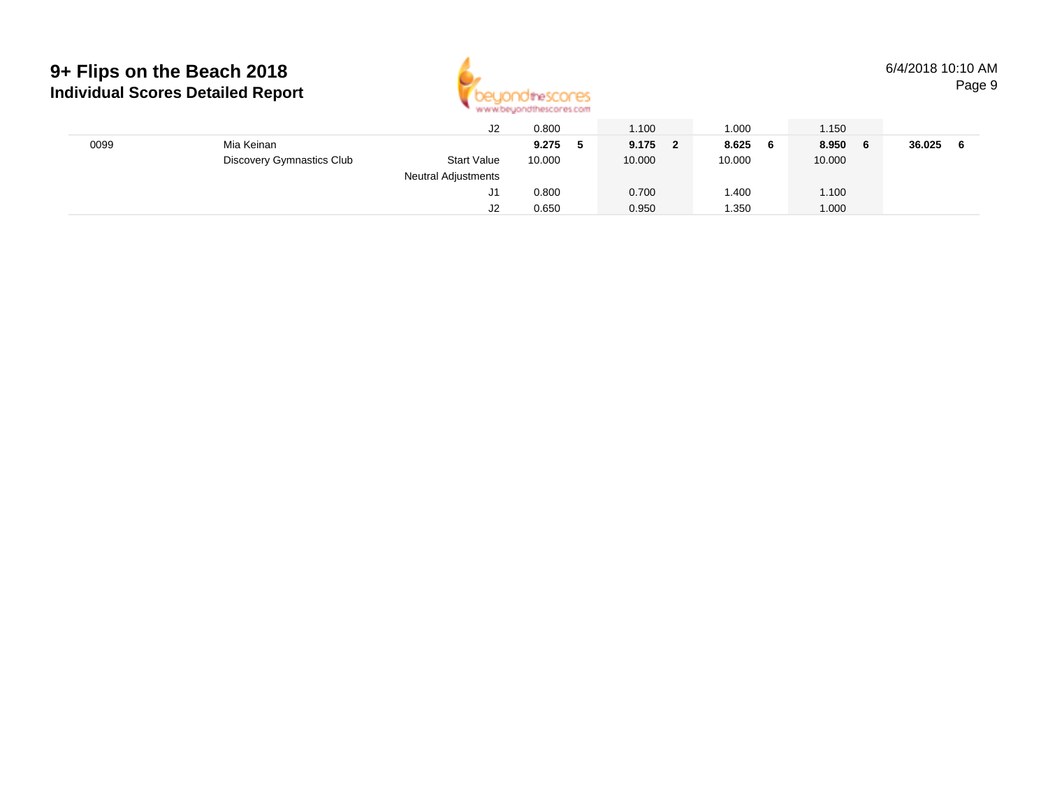# 9+ Flips on the Beach 2018

## Individual Scores Detailed Report

| | | | | | | | | | | | | |
|---|---|---|---|---|---|---|---|---|---|---|---|---|
| | | J2 | 0.800 | | 1.100 | | 1.000 | | 1.150 | | | |
| 0099 | Mia Keinan | | **9.275** | **5** | **9.175** | **2** | **8.625** | **6** | **8.950** | **6** | **36.025** | **6** |
| | Discovery Gymnastics Club | Start Value | 10.000 | | 10.000 | | 10.000 | | 10.000 | | | |
| | | Neutral Adjustments | | | | | | | | | | |
| | | J1 | 0.800 | | 0.700 | | 1.400 | | 1.100 | | | |
| | | J2 | 0.650 | | 0.950 | | 1.350 | | 1.000 | | | |